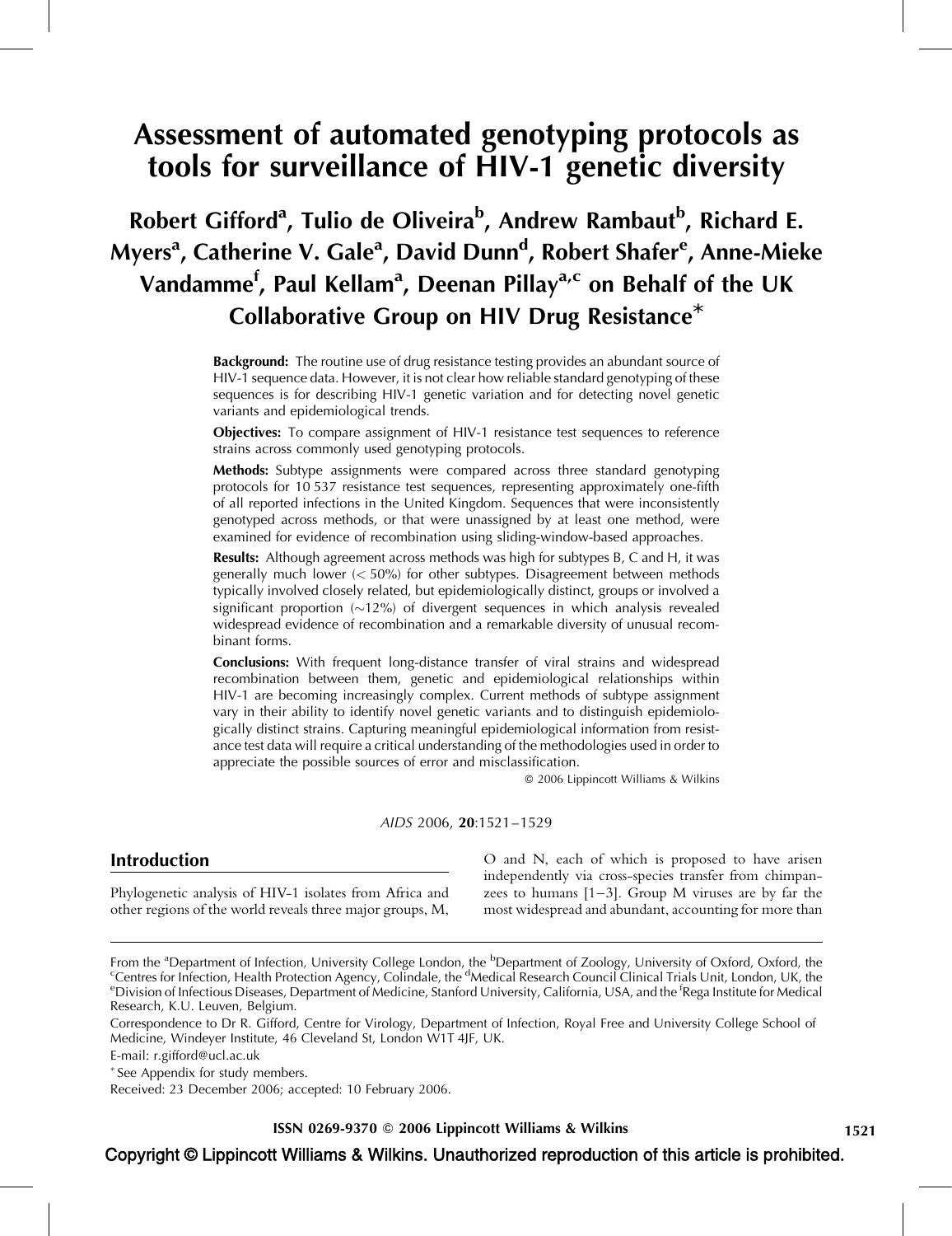# Assessment of automated genotyping protocols as tools for surveillance of HIV-1 genetic diversity

**Robert Gifford[a], Tulio de Oliveira[b], Andrew Rambaut[b], Richard E. Myers[a], Catherine V. Gale[a], David Dunn[d], Robert Shafer[e], Anne-Mieke Vandamme[f], Paul Kellam[a], Deenan Pillay[a,c] on Behalf of the UK Collaborative Group on HIV Drug Resistance***

**Background:** The routine use of drug resistance testing provides an abundant source of HIV-1 sequence data. However, it is not clear how reliable standard genotyping of these sequences is for describing HIV-1 genetic variation and for detecting novel genetic variants and epidemiological trends.

**Objectives:** To compare assignment of HIV-1 resistance test sequences to reference strains across commonly used genotyping protocols.

**Methods:** Subtype assignments were compared across three standard genotyping protocols for 10 537 resistance test sequences, representing approximately one-fifth of all reported infections in the United Kingdom. Sequences that were inconsistently genotyped across methods, or that were unassigned by at least one method, were examined for evidence of recombination using sliding-window-based approaches.

**Results:** Although agreement across methods was high for subtypes B, C and H, it was generally much lower (< 50%) for other subtypes. Disagreement between methods typically involved closely related, but epidemiologically distinct, groups or involved a significant proportion (~12%) of divergent sequences in which analysis revealed widespread evidence of recombination and a remarkable diversity of unusual recombinant forms.

**Conclusions:** With frequent long-distance transfer of viral strains and widespread recombination between them, genetic and epidemiological relationships within HIV-1 are becoming increasingly complex. Current methods of subtype assignment vary in their ability to identify novel genetic variants and to distinguish epidemiologically distinct strains. Capturing meaningful epidemiological information from resistance test data will require a critical understanding of the methodologies used in order to appreciate the possible sources of error and misclassification.

© 2006 Lippincott Williams & Wilkins

*AIDS* 2006, **20**:1521–1529

## Introduction

Phylogenetic analysis of HIV-1 isolates from Africa and other regions of the world reveals three major groups, M, O and N, each of which is proposed to have arisen independently via cross-species transfer from chimpanzees to humans [1–3]. Group M viruses are by far the most widespread and abundant, accounting for more than

From the [a]Department of Infection, University College London, the [b]Department of Zoology, University of Oxford, Oxford, the [c]Centres for Infection, Health Protection Agency, Colindale, the [d]Medical Research Council Clinical Trials Unit, London, UK, the [e]Division of Infectious Diseases, Department of Medicine, Stanford University, California, USA, and the [f]Rega Institute for Medical Research, K.U. Leuven, Belgium.

Correspondence to Dr R. Gifford, Centre for Virology, Department of Infection, Royal Free and University College School of Medicine, Windeyer Institute, 46 Cleveland St, London W1T 4JF, UK.

E-mail: r.gifford@ucl.ac.uk

* See Appendix for study members.

Received: 23 December 2006; accepted: 10 February 2006.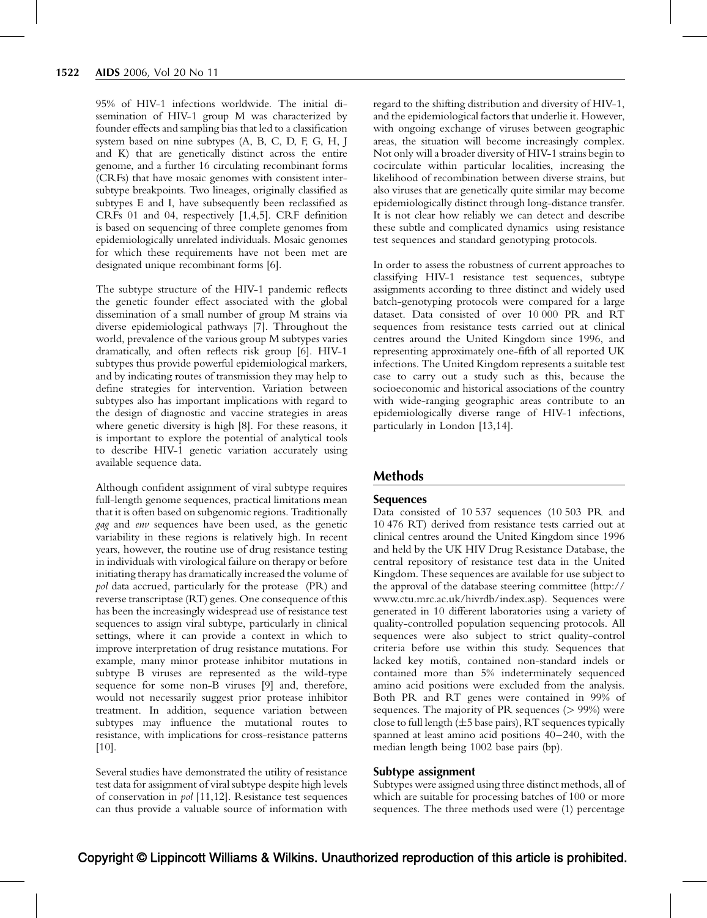95% of HIV-1 infections worldwide. The initial dissemination of HIV-1 group M was characterized by founder effects and sampling bias that led to a classification system based on nine subtypes (A, B, C, D, F, G, H, J and K) that are genetically distinct across the entire genome, and a further 16 circulating recombinant forms (CRFs) that have mosaic genomes with consistent inter-subtype breakpoints. Two lineages, originally classified as subtypes E and I, have subsequently been reclassified as CRFs 01 and 04, respectively [1,4,5]. CRF definition is based on sequencing of three complete genomes from epidemiologically unrelated individuals. Mosaic genomes for which these requirements have not been met are designated unique recombinant forms [6].

The subtype structure of the HIV-1 pandemic reflects the genetic founder effect associated with the global dissemination of a small number of group M strains via diverse epidemiological pathways [7]. Throughout the world, prevalence of the various group M subtypes varies dramatically, and often reflects risk group [6]. HIV-1 subtypes thus provide powerful epidemiological markers, and by indicating routes of transmission they may help to define strategies for intervention. Variation between subtypes also has important implications with regard to the design of diagnostic and vaccine strategies in areas where genetic diversity is high [8]. For these reasons, it is important to explore the potential of analytical tools to describe HIV-1 genetic variation accurately using available sequence data.

Although confident assignment of viral subtype requires full-length genome sequences, practical limitations mean that it is often based on subgenomic regions. Traditionally *gag* and *env* sequences have been used, as the genetic variability in these regions is relatively high. In recent years, however, the routine use of drug resistance testing in individuals with virological failure on therapy or before initiating therapy has dramatically increased the volume of *pol* data accrued, particularly for the protease (PR) and reverse transcriptase (RT) genes. One consequence of this has been the increasingly widespread use of resistance test sequences to assign viral subtype, particularly in clinical settings, where it can provide a context in which to improve interpretation of drug resistance mutations. For example, many minor protease inhibitor mutations in subtype B viruses are represented as the wild-type sequence for some non-B viruses [9] and, therefore, would not necessarily suggest prior protease inhibitor treatment. In addition, sequence variation between subtypes may influence the mutational routes to resistance, with implications for cross-resistance patterns [10].

Several studies have demonstrated the utility of resistance test data for assignment of viral subtype despite high levels of conservation in *pol* [11,12]. Resistance test sequences can thus provide a valuable source of information with regard to the shifting distribution and diversity of HIV-1, and the epidemiological factors that underlie it. However, with ongoing exchange of viruses between geographic areas, the situation will become increasingly complex. Not only will a broader diversity of HIV-1 strains begin to cocirculate within particular localities, increasing the likelihood of recombination between diverse strains, but also viruses that are genetically quite similar may become epidemiologically distinct through long-distance transfer. It is not clear how reliably we can detect and describe these subtle and complicated dynamics using resistance test sequences and standard genotyping protocols.

In order to assess the robustness of current approaches to classifying HIV-1 resistance test sequences, subtype assignments according to three distinct and widely used batch-genotyping protocols were compared for a large dataset. Data consisted of over 10 000 PR and RT sequences from resistance tests carried out at clinical centres around the United Kingdom since 1996, and representing approximately one-fifth of all reported UK infections. The United Kingdom represents a suitable test case to carry out a study such as this, because the socioeconomic and historical associations of the country with wide-ranging geographic areas contribute to an epidemiologically diverse range of HIV-1 infections, particularly in London [13,14].

## Methods

### Sequences

Data consisted of 10 537 sequences (10 503 PR and 10 476 RT) derived from resistance tests carried out at clinical centres around the United Kingdom since 1996 and held by the UK HIV Drug Resistance Database, the central repository of resistance test data in the United Kingdom. These sequences are available for use subject to the approval of the database steering committee (http://www.ctu.mrc.ac.uk/hivrdb/index.asp). Sequences were generated in 10 different laboratories using a variety of quality-controlled population sequencing protocols. All sequences were also subject to strict quality-control criteria before use within this study. Sequences that lacked key motifs, contained non-standard indels or contained more than 5% indeterminately sequenced amino acid positions were excluded from the analysis. Both PR and RT genes were contained in 99% of sequences. The majority of PR sequences (> 99%) were close to full length (±5 base pairs), RT sequences typically spanned at least amino acid positions 40–240, with the median length being 1002 base pairs (bp).

### Subtype assignment

Subtypes were assigned using three distinct methods, all of which are suitable for processing batches of 100 or more sequences. The three methods used were (1) percentage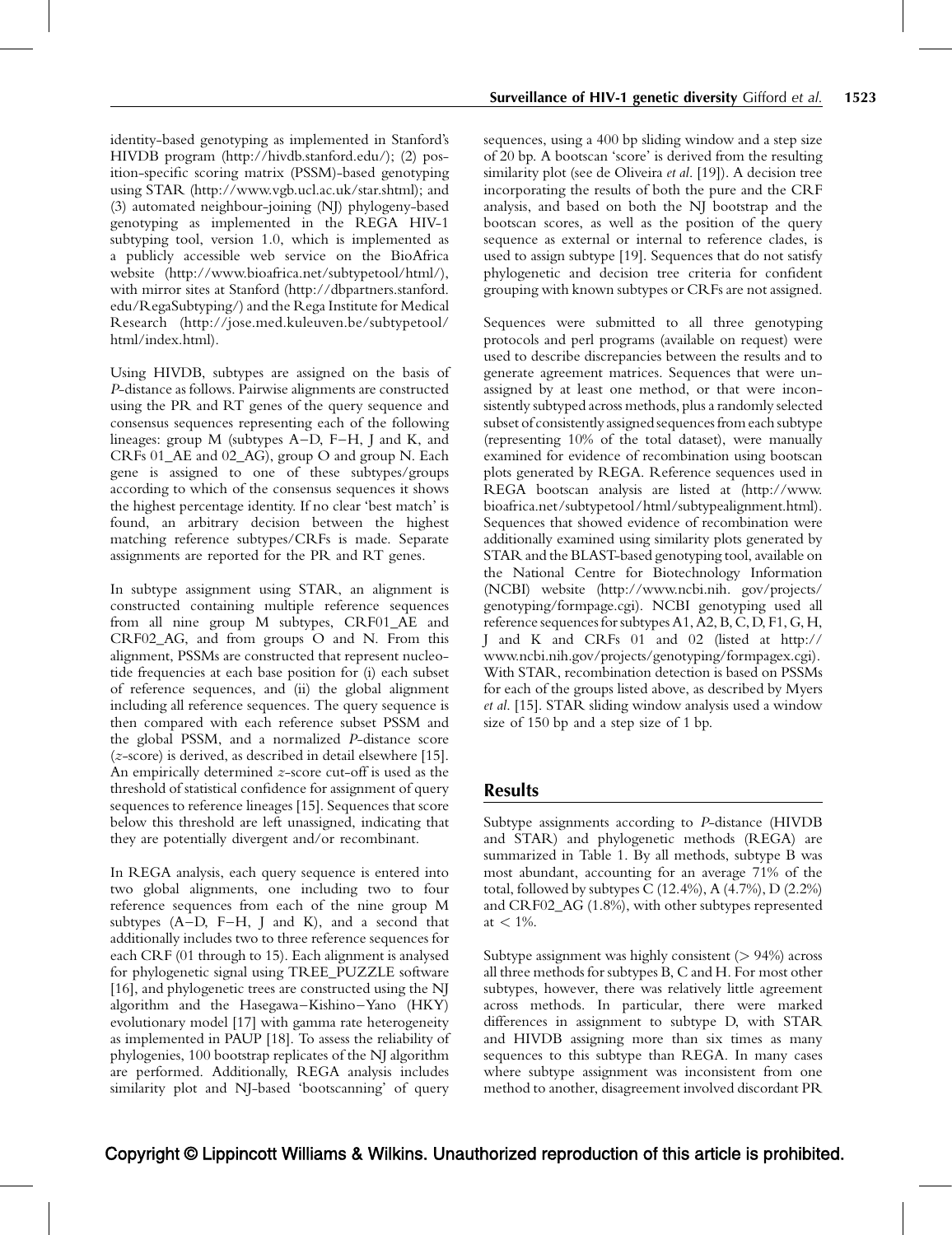identity-based genotyping as implemented in Stanford's HIVDB program (http://hivdb.stanford.edu/); (2) position-specific scoring matrix (PSSM)-based genotyping using STAR (http://www.vgb.ucl.ac.uk/star.shtml); and (3) automated neighbour-joining (NJ) phylogeny-based genotyping as implemented in the REGA HIV-1 subtyping tool, version 1.0, which is implemented as a publicly accessible web service on the BioAfrica website (http://www.bioafrica.net/subtypetool/html/), with mirror sites at Stanford (http://dbpartners.stanford.edu/RegaSubtyping/) and the Rega Institute for Medical Research (http://jose.med.kuleuven.be/subtypetool/html/index.html).

Using HIVDB, subtypes are assigned on the basis of *P*-distance as follows. Pairwise alignments are constructed using the PR and RT genes of the query sequence and consensus sequences representing each of the following lineages: group M (subtypes A–D, F–H, J and K, and CRFs 01_AE and 02_AG), group O and group N. Each gene is assigned to one of these subtypes/groups according to which of the consensus sequences it shows the highest percentage identity. If no clear 'best match' is found, an arbitrary decision between the highest matching reference subtypes/CRFs is made. Separate assignments are reported for the PR and RT genes.

In subtype assignment using STAR, an alignment is constructed containing multiple reference sequences from all nine group M subtypes, CRF01_AE and CRF02_AG, and from groups O and N. From this alignment, PSSMs are constructed that represent nucleotide frequencies at each base position for (i) each subset of reference sequences, and (ii) the global alignment including all reference sequences. The query sequence is then compared with each reference subset PSSM and the global PSSM, and a normalized *P*-distance score (*z*-score) is derived, as described in detail elsewhere [15]. An empirically determined *z*-score cut-off is used as the threshold of statistical confidence for assignment of query sequences to reference lineages [15]. Sequences that score below this threshold are left unassigned, indicating that they are potentially divergent and/or recombinant.

In REGA analysis, each query sequence is entered into two global alignments, one including two to four reference sequences from each of the nine group M subtypes (A–D, F–H, J and K), and a second that additionally includes two to three reference sequences for each CRF (01 through to 15). Each alignment is analysed for phylogenetic signal using TREE_PUZZLE software [16], and phylogenetic trees are constructed using the NJ algorithm and the Hasegawa–Kishino–Yano (HKY) evolutionary model [17] with gamma rate heterogeneity as implemented in PAUP [18]. To assess the reliability of phylogenies, 100 bootstrap replicates of the NJ algorithm are performed. Additionally, REGA analysis includes similarity plot and NJ-based 'bootscanning' of query sequences, using a 400 bp sliding window and a step size of 20 bp. A bootscan 'score' is derived from the resulting similarity plot (see de Oliveira *et al.* [19]). A decision tree incorporating the results of both the pure and the CRF analysis, and based on both the NJ bootstrap and the bootscan scores, as well as the position of the query sequence as external or internal to reference clades, is used to assign subtype [19]. Sequences that do not satisfy phylogenetic and decision tree criteria for confident grouping with known subtypes or CRFs are not assigned.

Sequences were submitted to all three genotyping protocols and perl programs (available on request) were used to describe discrepancies between the results and to generate agreement matrices. Sequences that were unassigned by at least one method, or that were inconsistently subtyped across methods, plus a randomly selected subset of consistently assigned sequences from each subtype (representing 10% of the total dataset), were manually examined for evidence of recombination using bootscan plots generated by REGA. Reference sequences used in REGA bootscan analysis are listed at (http://www.bioafrica.net/subtypetool/html/subtypealignment.html). Sequences that showed evidence of recombination were additionally examined using similarity plots generated by STAR and the BLAST-based genotyping tool, available on the National Centre for Biotechnology Information (NCBI) website (http://www.ncbi.nih.gov/projects/genotyping/formpage.cgi). NCBI genotyping used all reference sequences for subtypes A1, A2, B, C, D, F1, G, H, J and K and CRFs 01 and 02 (listed at http://www.ncbi.nih.gov/projects/genotyping/formpagex.cgi). With STAR, recombination detection is based on PSSMs for each of the groups listed above, as described by Myers *et al.* [15]. STAR sliding window analysis used a window size of 150 bp and a step size of 1 bp.

## Results

Subtype assignments according to *P*-distance (HIVDB and STAR) and phylogenetic methods (REGA) are summarized in Table 1. By all methods, subtype B was most abundant, accounting for an average 71% of the total, followed by subtypes C (12.4%), A (4.7%), D (2.2%) and CRF02_AG (1.8%), with other subtypes represented at $< 1\%$.

Subtype assignment was highly consistent ($> 94\%$) across all three methods for subtypes B, C and H. For most other subtypes, however, there was relatively little agreement across methods. In particular, there were marked differences in assignment to subtype D, with STAR and HIVDB assigning more than six times as many sequences to this subtype than REGA. In many cases where subtype assignment was inconsistent from one method to another, disagreement involved discordant PR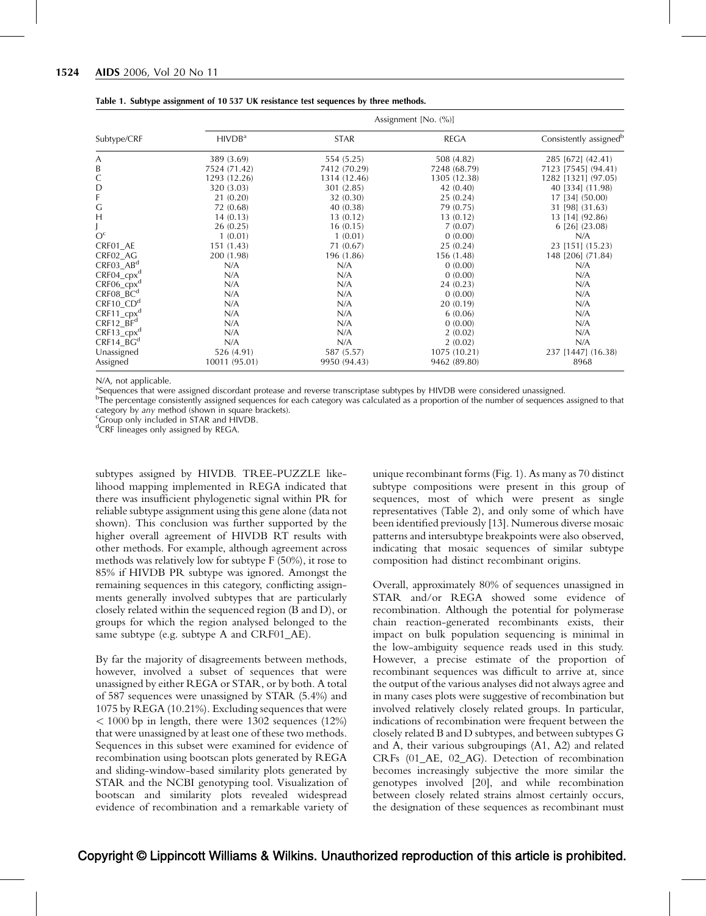**Table 1. Subtype assignment of 10 537 UK resistance test sequences by three methods.**

| Subtype/CRF | Assignment [No. (%)] | | | |
|---|---|---|---|---|
| | HIVDB[a] | STAR | REGA | Consistently assigned[b] |
| A | 389 (3.69) | 554 (5.25) | 508 (4.82) | 285 [672] (42.41) |
| B | 7524 (71.42) | 7412 (70.29) | 7248 (68.79) | 7123 [7545] (94.41) |
| C | 1293 (12.26) | 1314 (12.46) | 1305 (12.38) | 1282 [1321] (97.05) |
| D | 320 (3.03) | 301 (2.85) | 42 (0.40) | 40 [334] (11.98) |
| F | 21 (0.20) | 32 (0.30) | 25 (0.24) | 17 [34] (50.00) |
| G | 72 (0.68) | 40 (0.38) | 79 (0.75) | 31 [98] (31.63) |
| H | 14 (0.13) | 13 (0.12) | 13 (0.12) | 13 [14] (92.86) |
| J | 26 (0.25) | 16 (0.15) | 7 (0.07) | 6 [26] (23.08) |
| O[c] | 1 (0.01) | 1 (0.01) | 0 (0.00) | N/A |
| CRF01_AE | 151 (1.43) | 71 (0.67) | 25 (0.24) | 23 [151] (15.23) |
| CRF02_AG | 200 (1.98) | 196 (1.86) | 156 (1.48) | 148 [206] (71.84) |
| CRF03_AB[d] | N/A | N/A | 0 (0.00) | N/A |
| CRF04_cpx[d] | N/A | N/A | 0 (0.00) | N/A |
| CRF06_cpx[d] | N/A | N/A | 24 (0.23) | N/A |
| CRF08_BC[d] | N/A | N/A | 0 (0.00) | N/A |
| CRF10_CD[d] | N/A | N/A | 20 (0.19) | N/A |
| CRF11_cpx[d] | N/A | N/A | 6 (0.06) | N/A |
| CRF12_BF[d] | N/A | N/A | 0 (0.00) | N/A |
| CRF13_cpx[d] | N/A | N/A | 2 (0.02) | N/A |
| CRF14_BG[d] | N/A | N/A | 2 (0.02) | N/A |
| Unassigned | 526 (4.91) | 587 (5.57) | 1075 (10.21) | 237 [1447] (16.38) |
| Assigned | 10011 (95.01) | 9950 (94.43) | 9462 (89.80) | 8968 |

N/A, not applicable.
[a]Sequences that were assigned discordant protease and reverse transcriptase subtypes by HIVDB were considered unassigned.
[b]The percentage consistently assigned sequences for each category was calculated as a proportion of the number of sequences assigned to that category by *any* method (shown in square brackets).
[c]Group only included in STAR and HIVDB.
[d]CRF lineages only assigned by REGA.

subtypes assigned by HIVDB. TREE-PUZZLE likelihood mapping implemented in REGA indicated that there was insufficient phylogenetic signal within PR for reliable subtype assignment using this gene alone (data not shown). This conclusion was further supported by the higher overall agreement of HIVDB RT results with other methods. For example, although agreement across methods was relatively low for subtype F (50%), it rose to 85% if HIVDB PR subtype was ignored. Amongst the remaining sequences in this category, conflicting assignments generally involved subtypes that are particularly closely related within the sequenced region (B and D), or groups for which the region analysed belonged to the same subtype (e.g. subtype A and CRF01_AE).

By far the majority of disagreements between methods, however, involved a subset of sequences that were unassigned by either REGA or STAR, or by both. A total of 587 sequences were unassigned by STAR (5.4%) and 1075 by REGA (10.21%). Excluding sequences that were < 1000 bp in length, there were 1302 sequences (12%) that were unassigned by at least one of these two methods. Sequences in this subset were examined for evidence of recombination using bootscan plots generated by REGA and sliding-window-based similarity plots generated by STAR and the NCBI genotyping tool. Visualization of bootscan and similarity plots revealed widespread evidence of recombination and a remarkable variety of unique recombinant forms (Fig. 1). As many as 70 distinct subtype compositions were present in this group of sequences, most of which were present as single representatives (Table 2), and only some of which have been identified previously [13]. Numerous diverse mosaic patterns and intersubtype breakpoints were also observed, indicating that mosaic sequences of similar subtype composition had distinct recombinant origins.

Overall, approximately 80% of sequences unassigned in STAR and/or REGA showed some evidence of recombination. Although the potential for polymerase chain reaction-generated recombinants exists, their impact on bulk population sequencing is minimal in the low-ambiguity sequence reads used in this study. However, a precise estimate of the proportion of recombinant sequences was difficult to arrive at, since the output of the various analyses did not always agree and in many cases plots were suggestive of recombination but involved relatively closely related groups. In particular, indications of recombination were frequent between the closely related B and D subtypes, and between subtypes G and A, their various subgroupings (A1, A2) and related CRFs (01_AE, 02_AG). Detection of recombination becomes increasingly subjective the more similar the genotypes involved [20], and while recombination between closely related strains almost certainly occurs, the designation of these sequences as recombinant must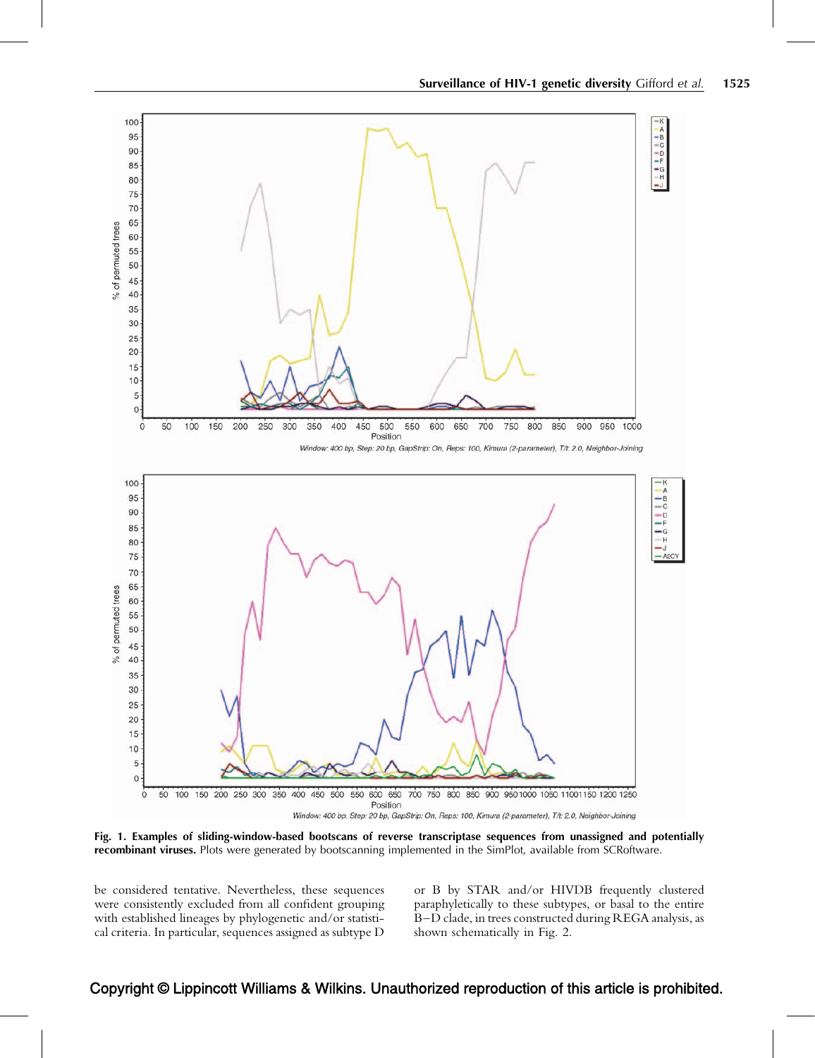**Fig. 1. Examples of sliding-window-based bootscans of reverse transcriptase sequences from unassigned and potentially recombinant viruses.** Plots were generated by bootscanning implemented in the SimPlot, available from SCRoftware.

be considered tentative. Nevertheless, these sequences were consistently excluded from all confident grouping with established lineages by phylogenetic and/or statistical criteria. In particular, sequences assigned as subtype D or B by STAR and/or HIVDB frequently clustered paraphyletically to these subtypes, or basal to the entire B–D clade, in trees constructed during REGA analysis, as shown schematically in Fig. 2.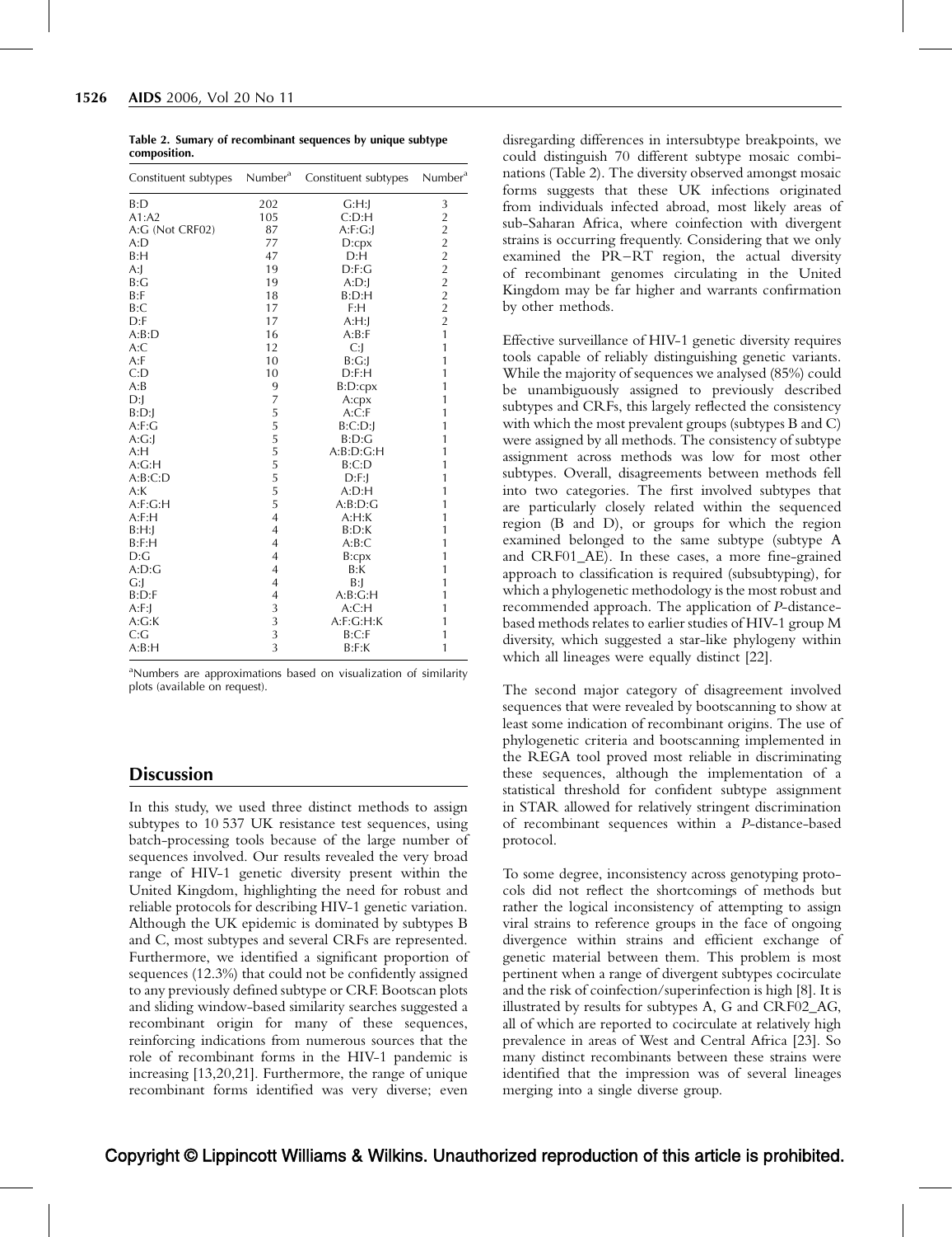**Table 2. Sumary of recombinant sequences by unique subtype composition.**

| Constituent subtypes | Number[a] | Constituent subtypes | Number[a] |
|---|---|---|---|
| B:D | 202 | G:H:J | 3 |
| A1:A2 | 105 | C:D:H | 2 |
| A:G (Not CRF02) | 87 | A:F:G:J | 2 |
| A:D | 77 | D:cpx | 2 |
| B:H | 47 | D:H | 2 |
| A:J | 19 | D:F:G | 2 |
| B:G | 19 | A:D:J | 2 |
| B:F | 18 | B:D:H | 2 |
| B:C | 17 | F:H | 2 |
| D:F | 17 | A:H:J | 2 |
| A:B:D | 16 | A:B:F | 1 |
| A:C | 12 | C:J | 1 |
| A:F | 10 | B:G:J | 1 |
| C:D | 10 | D:F:H | 1 |
| A:B | 9 | B:D:cpx | 1 |
| D:J | 7 | A:cpx | 1 |
| B:D:J | 5 | A:C:F | 1 |
| A:F:G | 5 | B:C:D:J | 1 |
| A:G:J | 5 | B:D:G | 1 |
| A:H | 5 | A:B:D:G:H | 1 |
| A:G:H | 5 | B:C:D | 1 |
| A:B:C:D | 5 | D:F:J | 1 |
| A:K | 5 | A:D:H | 1 |
| A:F:G:H | 5 | A:B:D:G | 1 |
| A:F:H | 4 | A:H:K | 1 |
| B:H:J | 4 | B:D:K | 1 |
| B:F:H | 4 | A:B:C | 1 |
| D:G | 4 | B:cpx | 1 |
| A:D:G | 4 | B:K | 1 |
| G:J | 4 | B:J | 1 |
| B:D:F | 4 | A:B:G:H | 1 |
| A:F:J | 3 | A:C:H | 1 |
| A:G:K | 3 | A:F:G:H:K | 1 |
| C:G | 3 | B:C:F | 1 |
| A:B:H | 3 | B:F:K | 1 |

[a]Numbers are approximations based on visualization of similarity plots (available on request).

## Discussion

In this study, we used three distinct methods to assign subtypes to 10 537 UK resistance test sequences, using batch-processing tools because of the large number of sequences involved. Our results revealed the very broad range of HIV-1 genetic diversity present within the United Kingdom, highlighting the need for robust and reliable protocols for describing HIV-1 genetic variation. Although the UK epidemic is dominated by subtypes B and C, most subtypes and several CRFs are represented. Furthermore, we identified a significant proportion of sequences (12.3%) that could not be confidently assigned to any previously defined subtype or CRF. Bootscan plots and sliding window-based similarity searches suggested a recombinant origin for many of these sequences, reinforcing indications from numerous sources that the role of recombinant forms in the HIV-1 pandemic is increasing [13,20,21]. Furthermore, the range of unique recombinant forms identified was very diverse; even disregarding differences in intersubtype breakpoints, we could distinguish 70 different subtype mosaic combinations (Table 2). The diversity observed amongst mosaic forms suggests that these UK infections originated from individuals infected abroad, most likely areas of sub-Saharan Africa, where coinfection with divergent strains is occurring frequently. Considering that we only examined the PR–RT region, the actual diversity of recombinant genomes circulating in the United Kingdom may be far higher and warrants confirmation by other methods.

Effective surveillance of HIV-1 genetic diversity requires tools capable of reliably distinguishing genetic variants. While the majority of sequences we analysed (85%) could be unambiguously assigned to previously described subtypes and CRFs, this largely reflected the consistency with which the most prevalent groups (subtypes B and C) were assigned by all methods. The consistency of subtype assignment across methods was low for most other subtypes. Overall, disagreements between methods fell into two categories. The first involved subtypes that are particularly closely related within the sequenced region (B and D), or groups for which the region examined belonged to the same subtype (subtype A and CRF01_AE). In these cases, a more fine-grained approach to classification is required (subsubtyping), for which a phylogenetic methodology is the most robust and recommended approach. The application of *P*-distance-based methods relates to earlier studies of HIV-1 group M diversity, which suggested a star-like phylogeny within which all lineages were equally distinct [22].

The second major category of disagreement involved sequences that were revealed by bootscanning to show at least some indication of recombinant origins. The use of phylogenetic criteria and bootscanning implemented in the REGA tool proved most reliable in discriminating these sequences, although the implementation of a statistical threshold for confident subtype assignment in STAR allowed for relatively stringent discrimination of recombinant sequences within a *P*-distance-based protocol.

To some degree, inconsistency across genotyping protocols did not reflect the shortcomings of methods but rather the logical inconsistency of attempting to assign viral strains to reference groups in the face of ongoing divergence within strains and efficient exchange of genetic material between them. This problem is most pertinent when a range of divergent subtypes cocirculate and the risk of coinfection/superinfection is high [8]. It is illustrated by results for subtypes A, G and CRF02_AG, all of which are reported to cocirculate at relatively high prevalence in areas of West and Central Africa [23]. So many distinct recombinants between these strains were identified that the impression was of several lineages merging into a single diverse group.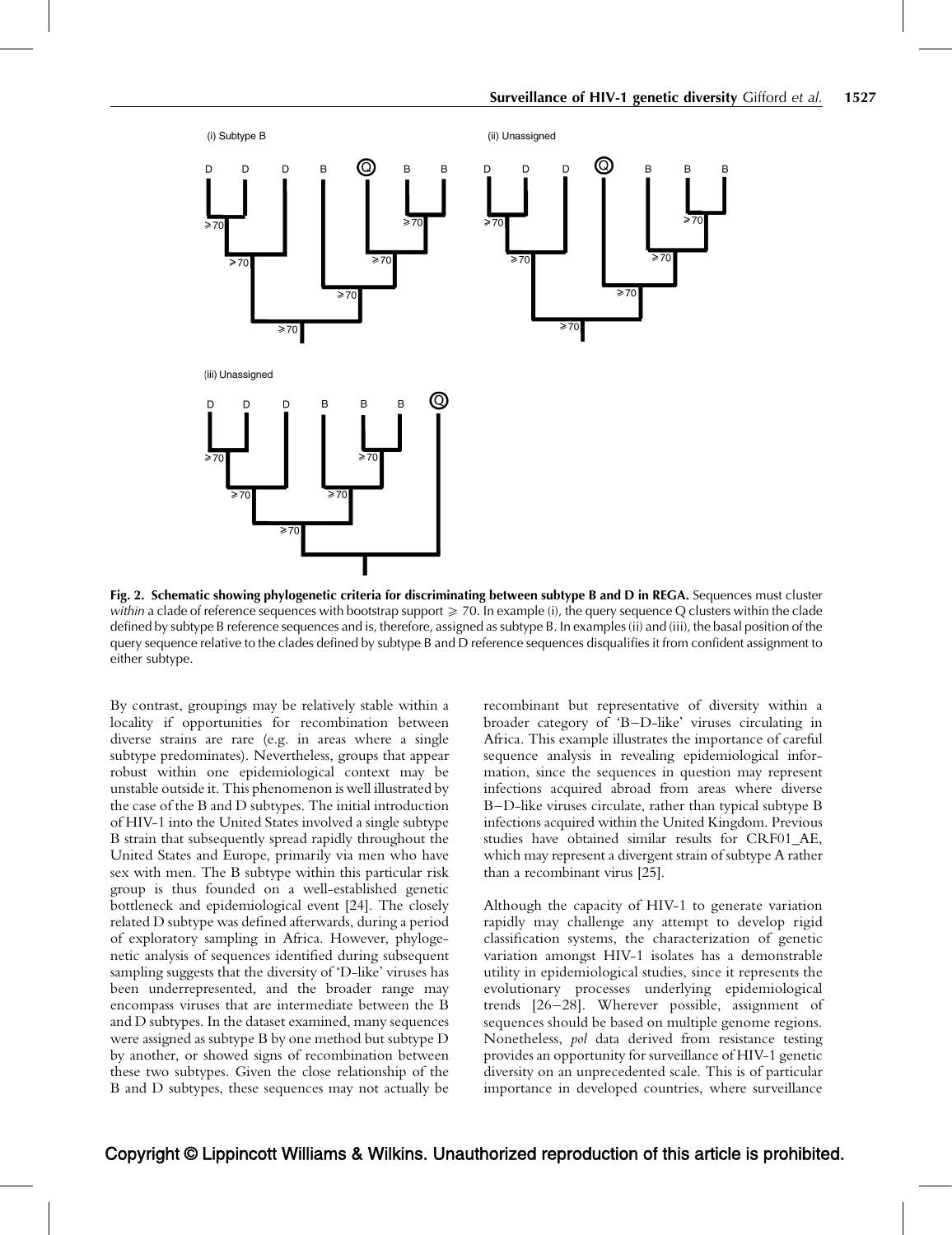**Fig. 2. Schematic showing phylogenetic criteria for discriminating between subtype B and D in REGA.** Sequences must cluster *within* a clade of reference sequences with bootstrap support ⩾ 70. In example (i), the query sequence Q clusters within the clade defined by subtype B reference sequences and is, therefore, assigned as subtype B. In examples (ii) and (iii), the basal position of the query sequence relative to the clades defined by subtype B and D reference sequences disqualifies it from confident assignment to either subtype.

By contrast, groupings may be relatively stable within a locality if opportunities for recombination between diverse strains are rare (e.g. in areas where a single subtype predominates). Nevertheless, groups that appear robust within one epidemiological context may be unstable outside it. This phenomenon is well illustrated by the case of the B and D subtypes. The initial introduction of HIV-1 into the United States involved a single subtype B strain that subsequently spread rapidly throughout the United States and Europe, primarily via men who have sex with men. The B subtype within this particular risk group is thus founded on a well-established genetic bottleneck and epidemiological event [24]. The closely related D subtype was defined afterwards, during a period of exploratory sampling in Africa. However, phylogenetic analysis of sequences identified during subsequent sampling suggests that the diversity of 'D-like' viruses has been underrepresented, and the broader range may encompass viruses that are intermediate between the B and D subtypes. In the dataset examined, many sequences were assigned as subtype B by one method but subtype D by another, or showed signs of recombination between these two subtypes. Given the close relationship of the B and D subtypes, these sequences may not actually be recombinant but representative of diversity within a broader category of 'B–D-like' viruses circulating in Africa. This example illustrates the importance of careful sequence analysis in revealing epidemiological information, since the sequences in question may represent infections acquired abroad from areas where diverse B–D-like viruses circulate, rather than typical subtype B infections acquired within the United Kingdom. Previous studies have obtained similar results for CRF01_AE, which may represent a divergent strain of subtype A rather than a recombinant virus [25].

Although the capacity of HIV-1 to generate variation rapidly may challenge any attempt to develop rigid classification systems, the characterization of genetic variation amongst HIV-1 isolates has a demonstrable utility in epidemiological studies, since it represents the evolutionary processes underlying epidemiological trends [26–28]. Wherever possible, assignment of sequences should be based on multiple genome regions. Nonetheless, *pol* data derived from resistance testing provides an opportunity for surveillance of HIV-1 genetic diversity on an unprecedented scale. This is of particular importance in developed countries, where surveillance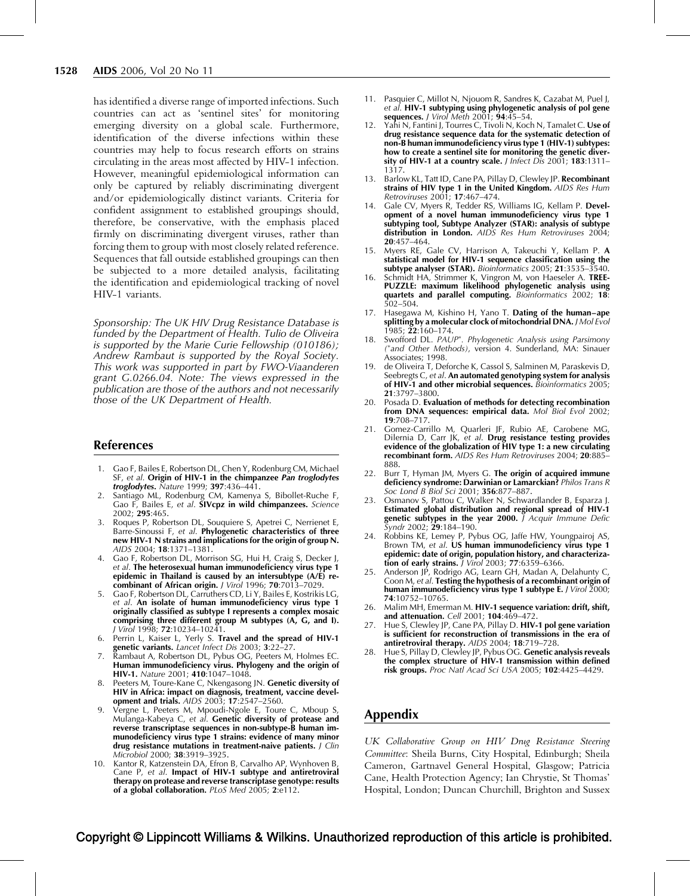has identified a diverse range of imported infections. Such countries can act as 'sentinel sites' for monitoring emerging diversity on a global scale. Furthermore, identification of the diverse infections within these countries may help to focus research efforts on strains circulating in the areas most affected by HIV-1 infection. However, meaningful epidemiological information can only be captured by reliably discriminating divergent and/or epidemiologically distinct variants. Criteria for confident assignment to established groupings should, therefore, be conservative, with the emphasis placed firmly on discriminating divergent viruses, rather than forcing them to group with most closely related reference. Sequences that fall outside established groupings can then be subjected to a more detailed analysis, facilitating the identification and epidemiological tracking of novel HIV-1 variants.

*Sponsorship: The UK HIV Drug Resistance Database is funded by the Department of Health. Tulio de Oliveira is supported by the Marie Curie Fellowship (010186); Andrew Rambaut is supported by the Royal Society. This work was supported in part by FWO-Vlaanderen grant G.0266.04. Note: The views expressed in the publication are those of the authors and not necessarily those of the UK Department of Health.*

## References

1. Gao F, Bailes E, Robertson DL, Chen Y, Rodenburg CM, Michael SF, *et al*. **Origin of HIV-1 in the chimpanzee *Pan troglodytes troglodytes*.** *Nature* 1999; **397**:436–441.
2. Santiago ML, Rodenburg CM, Kamenya S, Bibollet-Ruche F, Gao F, Bailes E, *et al*. **SIVcpz in wild chimpanzees.** *Science* 2002; **295**:465.
3. Roques P, Robertson DL, Souquiere S, Apetrei C, Nerrienet E, Barre-Sinoussi F, *et al*. **Phylogenetic characteristics of three new HIV-1 N strains and implications for the origin of group N.** *AIDS* 2004; **18**:1371–1381.
4. Gao F, Robertson DL, Morrison SG, Hui H, Craig S, Decker J, *et al*. **The heterosexual human immunodeficiency virus type 1 epidemic in Thailand is caused by an intersubtype (A/E) recombinant of African origin.** *J Virol* 1996; **70**:7013–7029.
5. Gao F, Robertson DL, Carruthers CD, Li Y, Bailes E, Kostrikis LG, *et al*. **An isolate of human immunodeficiency virus type 1 originally classified as subtype I represents a complex mosaic comprising three different group M subtypes (A, G, and I).** *J Virol* 1998; **72**:10234–10241.
6. Perrin L, Kaiser L, Yerly S. **Travel and the spread of HIV-1 genetic variants.** *Lancet Infect Dis* 2003; **3**:22–27.
7. Rambaut A, Robertson DL, Pybus OG, Peeters M, Holmes EC. **Human immunodeficiency virus. Phylogeny and the origin of HIV-1.** *Nature* 2001; **410**:1047–1048.
8. Peeters M, Toure-Kane C, Nkengasong JN. **Genetic diversity of HIV in Africa: impact on diagnosis, treatment, vaccine development and trials.** *AIDS* 2003; **17**:2547–2560.
9. Vergne L, Peeters M, Mpoudi-Ngole E, Toure C, Mboup S, Mulanga-Kabeya C, *et al*. **Genetic diversity of protease and reverse transcriptase sequences in non-subtype-B human immunodeficiency virus type 1 strains: evidence of many minor drug resistance mutations in treatment-naive patients.** *J Clin Microbiol* 2000; **38**:3919–3925.
10. Kantor R, Katzenstein DA, Efron B, Carvalho AP, Wynhoven B, Cane P, *et al*. **Impact of HIV-1 subtype and antiretroviral therapy on protease and reverse transcriptase genotype: results of a global collaboration.** *PLoS Med* 2005; **2**:e112.
11. Pasquier C, Millot N, Njouom R, Sandres K, Cazabat M, Puel J, *et al*. **HIV-1 subtyping using phylogenetic analysis of pol gene sequences.** *J Virol Meth* 2001; **94**:45–54.
12. Yahi N, Fantini J, Tourres C, Tivoli N, Koch N, Tamalet C. **Use of drug resistance sequence data for the systematic detection of non-B human immunodeficiency virus type 1 (HIV-1) subtypes: how to create a sentinel site for monitoring the genetic diversity of HIV-1 at a country scale.** *J Infect Dis* 2001; **183**:1311–1317.
13. Barlow KL, Tatt ID, Cane PA, Pillay D, Clewley JP. **Recombinant strains of HIV type 1 in the United Kingdom.** *AIDS Res Hum Retroviruses* 2001; **17**:467–474.
14. Gale CV, Myers R, Tedder RS, Williams IG, Kellam P. **Development of a novel human immunodeficiency virus type 1 subtyping tool, Subtype Analyzer (STAR): analysis of subtype distribution in London.** *AIDS Res Hum Retroviruses* 2004; **20**:457–464.
15. Myers RE, Gale CV, Harrison A, Takeuchi Y, Kellam P. **A statistical model for HIV-1 sequence classification using the subtype analyser (STAR).** *Bioinformatics* 2005; **21**:3535–3540.
16. Schmidt HA, Strimmer K, Vingron M, von Haeseler A. **TREE-PUZZLE: maximum likelihood phylogenetic analysis using quartets and parallel computing.** *Bioinformatics* 2002; **18**: 502–504.
17. Hasegawa M, Kishino H, Yano T. **Dating of the human–ape splitting by a molecular clock of mitochondrial DNA.** *J Mol Evol* 1985; **22**:160–174.
18. Swofford DL. *PAUP\*. Phylogenetic Analysis using Parsimony (\*and Other Methods)*, version 4. Sunderland, MA: Sinauer Associates; 1998.
19. de Oliveira T, Deforche K, Cassol S, Salminen M, Paraskevis D, Seebregts C, *et al*. **An automated genotyping system for analysis of HIV-1 and other microbial sequences.** *Bioinformatics* 2005; **21**:3797–3800.
20. Posada D. **Evaluation of methods for detecting recombination from DNA sequences: empirical data.** *Mol Biol Evol* 2002; **19**:708–717.
21. Gomez-Carrillo M, Quarleri JF, Rubio AE, Carobene MG, Dilernia D, Carr JK, *et al*. **Drug resistance testing provides evidence of the globalization of HIV type 1: a new circulating recombinant form.** *AIDS Res Hum Retroviruses* 2004; **20**:885–888.
22. Burr T, Hyman JM, Myers G. **The origin of acquired immune deficiency syndrome: Darwinian or Lamarckian?** *Philos Trans R Soc Lond B Biol Sci* 2001; **356**:877–887.
23. Osmanov S, Pattou C, Walker N, Schwardlander B, Esparza J. **Estimated global distribution and regional spread of HIV-1 genetic subtypes in the year 2000.** *J Acquir Immune Defic Syndr* 2002; **29**:184–190.
24. Robbins KE, Lemey P, Pybus OG, Jaffe HW, Youngpairoj AS, Brown TM, *et al*. **US human immunodeficiency virus type 1 epidemic: date of origin, population history, and characterization of early strains.** *J Virol* 2003; **77**:6359–6366.
25. Anderson JP, Rodrigo AG, Learn GH, Madan A, Delahunty C, Coon M, *et al*. **Testing the hypothesis of a recombinant origin of human immunodeficiency virus type 1 subtype E.** *J Virol* 2000; **74**:10752–10765.
26. Malim MH, Emerman M. **HIV-1 sequence variation: drift, shift, and attenuation.** *Cell* 2001; **104**:469–472.
27. Hue S, Clewley JP, Cane PA, Pillay D. **HIV-1 pol gene variation is sufficient for reconstruction of transmissions in the era of antiretroviral therapy.** *AIDS* 2004; **18**:719–728.
28. Hue S, Pillay D, Clewley JP, Pybus OG. **Genetic analysis reveals the complex structure of HIV-1 transmission within defined risk groups.** *Proc Natl Acad Sci USA* 2005; **102**:4425–4429.

## Appendix

*UK Collaborative Group on HIV Drug Resistance Steering Committee*: Sheila Burns, City Hospital, Edinburgh; Sheila Cameron, Gartnavel General Hospital, Glasgow; Patricia Cane, Health Protection Agency; Ian Chrystie, St Thomas' Hospital, London; Duncan Churchill, Brighton and Sussex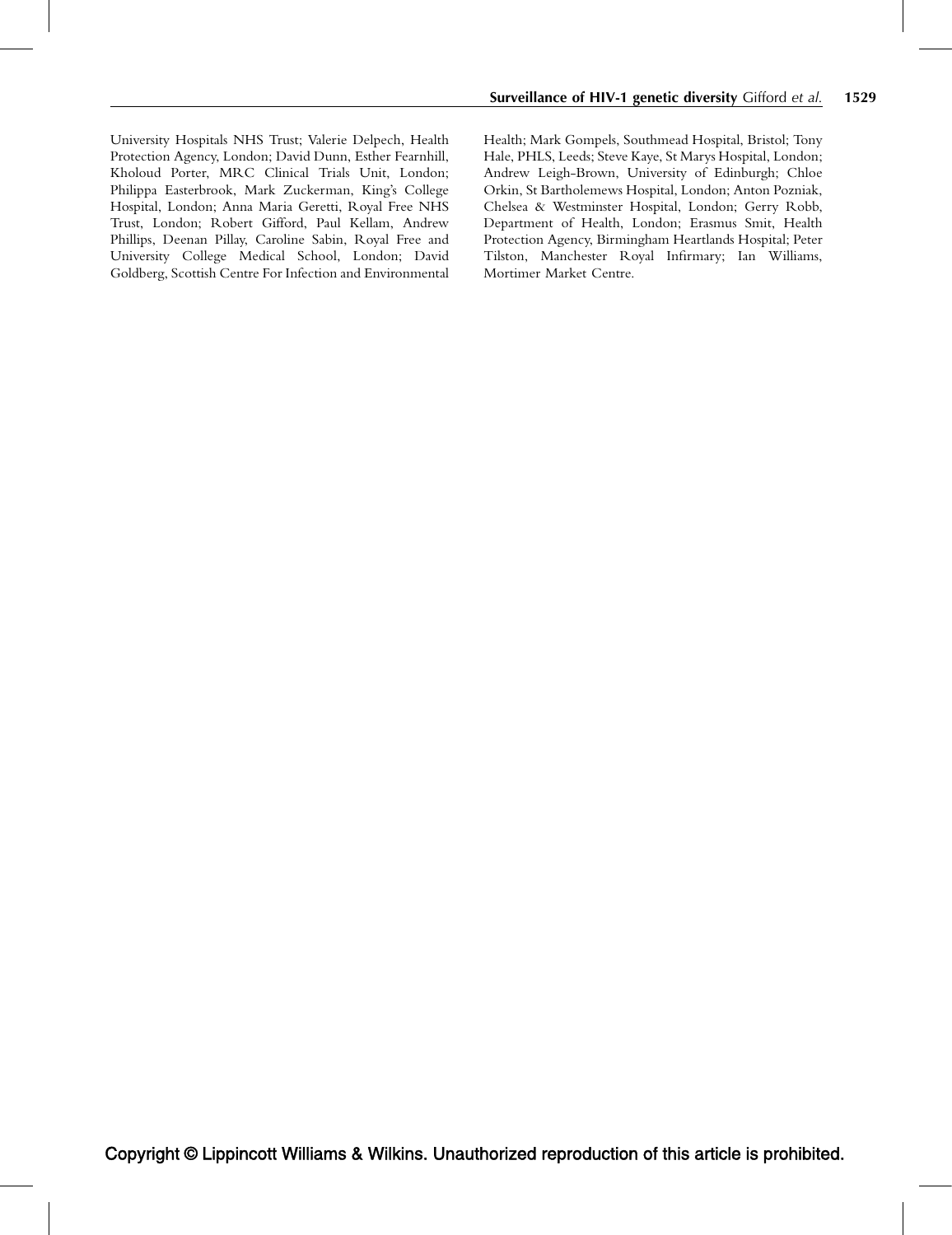University Hospitals NHS Trust; Valerie Delpech, Health Protection Agency, London; David Dunn, Esther Fearnhill, Kholoud Porter, MRC Clinical Trials Unit, London; Philippa Easterbrook, Mark Zuckerman, King's College Hospital, London; Anna Maria Geretti, Royal Free NHS Trust, London; Robert Gifford, Paul Kellam, Andrew Phillips, Deenan Pillay, Caroline Sabin, Royal Free and University College Medical School, London; David Goldberg, Scottish Centre For Infection and Environmental Health; Mark Gompels, Southmead Hospital, Bristol; Tony Hale, PHLS, Leeds; Steve Kaye, St Marys Hospital, London; Andrew Leigh-Brown, University of Edinburgh; Chloe Orkin, St Bartholemews Hospital, London; Anton Pozniak, Chelsea & Westminster Hospital, London; Gerry Robb, Department of Health, London; Erasmus Smit, Health Protection Agency, Birmingham Heartlands Hospital; Peter Tilston, Manchester Royal Infirmary; Ian Williams, Mortimer Market Centre.

Copyright © Lippincott Williams & Wilkins. Unauthorized reproduction of this article is prohibited.